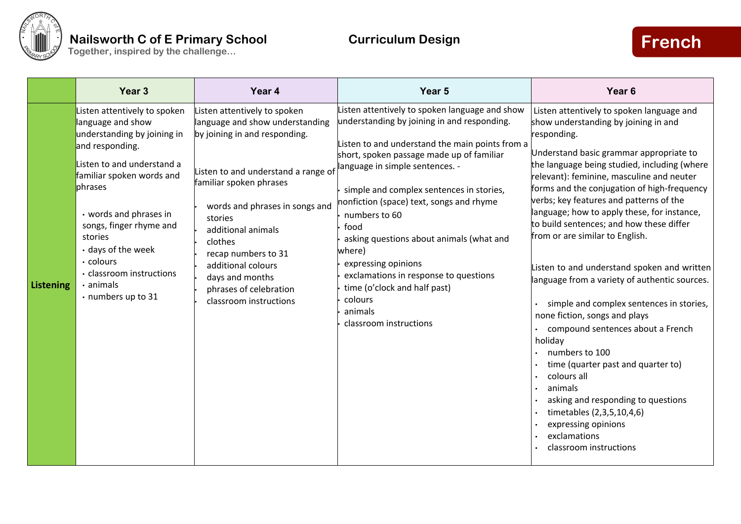# Nailsworth C of E Primary School

Together, inspired by the challenge…

## Curriculum Design

## French

| | Year 3 | Year 4 | Year 5 | Year 6 |
|---|---|---|---|---|
| **Listening** | Listen attentively to spoken language and show understanding by joining in and responding.<br><br>Listen to and understand a familiar spoken words and phrases<br><br>• words and phrases in songs, finger rhyme and stories<br>• days of the week<br>• colours<br>• classroom instructions<br>• animals<br>• numbers up to 31 | Listen attentively to spoken language and show understanding by joining in and responding.<br><br>Listen to and understand a range of familiar spoken phrases<br><br>• words and phrases in songs and stories<br>• additional animals<br>• clothes<br>• recap numbers to 31<br>• additional colours<br>• days and months<br>• phrases of celebration<br>• classroom instructions | Listen attentively to spoken language and show understanding by joining in and responding.<br><br>Listen to and understand the main points from a short, spoken passage made up of familiar language in simple sentences. -<br><br>• simple and complex sentences in stories, nonfiction (space) text, songs and rhyme<br>• numbers to 60<br>• food<br>• asking questions about animals (what and where)<br>• expressing opinions<br>• exclamations in response to questions<br>• time (o'clock and half past)<br>• colours<br>• animals<br>• classroom instructions | Listen attentively to spoken language and show understanding by joining in and responding.<br><br>Understand basic grammar appropriate to the language being studied, including (where relevant): feminine, masculine and neuter forms and the conjugation of high-frequency verbs; key features and patterns of the language; how to apply these, for instance, to build sentences; and how these differ from or are similar to English.<br><br>Listen to and understand spoken and written language from a variety of authentic sources.<br><br>• simple and complex sentences in stories, none fiction, songs and plays<br>• compound sentences about a French holiday<br>• numbers to 100<br>• time (quarter past and quarter to)<br>• colours all<br>• animals<br>• asking and responding to questions<br>• timetables (2,3,5,10,4,6)<br>• expressing opinions<br>• exclamations<br>• classroom instructions |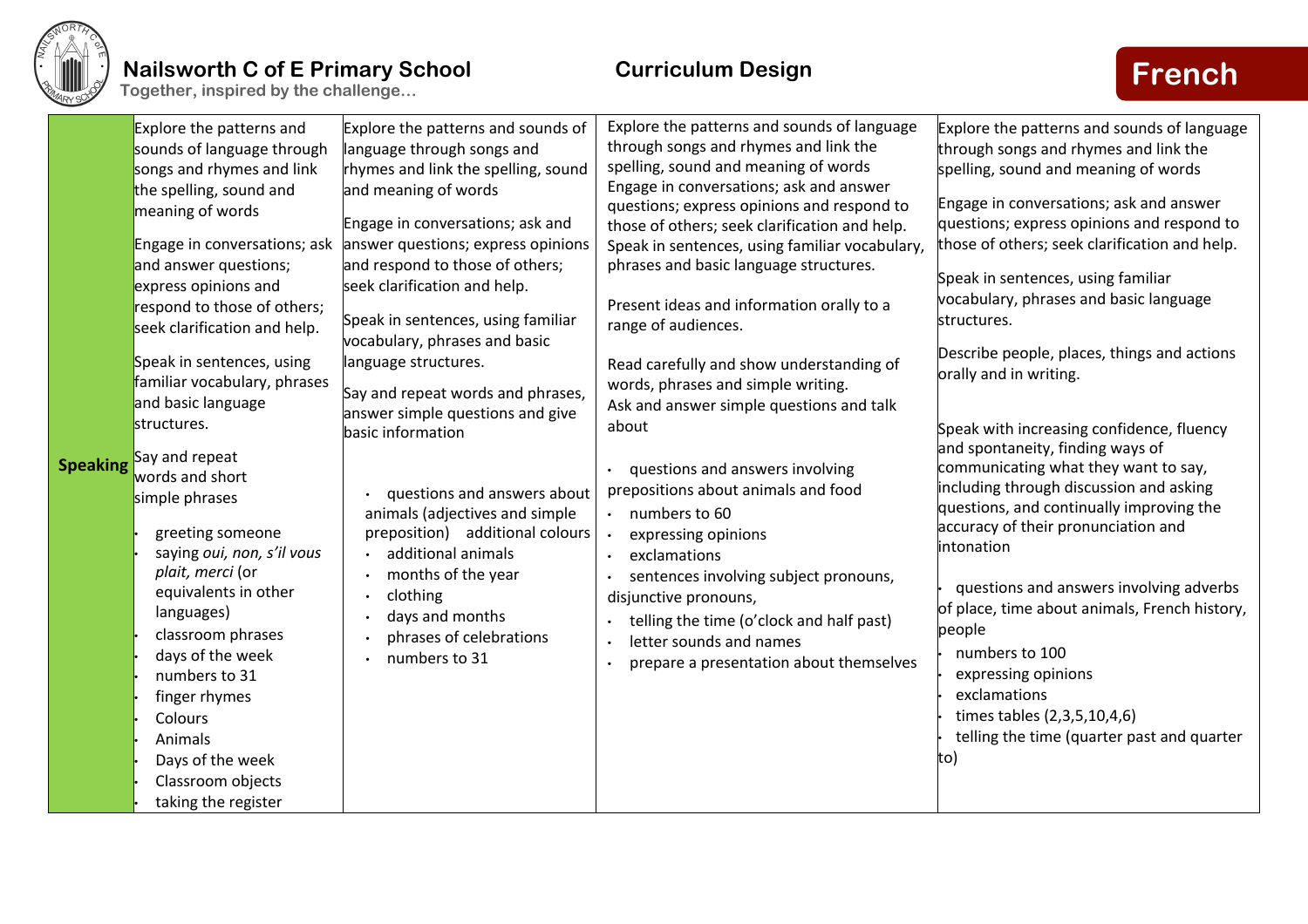# Nailsworth C of E Primary School

Together, inspired by the challenge…

**Curriculum Design**

**French**

| | | | | |
|---|---|---|---|---|
| **Speaking** | Explore the patterns and sounds of language through songs and rhymes and link the spelling, sound and meaning of words<br><br>Engage in conversations; ask and answer questions; express opinions and respond to those of others; seek clarification and help.<br><br>Speak in sentences, using familiar vocabulary, phrases and basic language structures.<br><br>Say and repeat words and short simple phrases<br><br>• greeting someone<br>• saying *oui, non, s'il vous plait, merci* (or equivalents in other languages)<br>• classroom phrases<br>• days of the week<br>• numbers to 31<br>• finger rhymes<br>• Colours<br>• Animals<br>• Days of the week<br>• Classroom objects<br>• taking the register | Explore the patterns and sounds of language through songs and rhymes and link the spelling, sound and meaning of words<br><br>Engage in conversations; ask and answer questions; express opinions and respond to those of others; seek clarification and help.<br><br>Speak in sentences, using familiar vocabulary, phrases and basic language structures.<br><br>Say and repeat words and phrases, answer simple questions and give basic information<br><br>• questions and answers about animals (adjectives and simple preposition) additional colours<br>• additional animals<br>• months of the year<br>• clothing<br>• days and months<br>• phrases of celebrations<br>• numbers to 31 | Explore the patterns and sounds of language through songs and rhymes and link the spelling, sound and meaning of words<br>Engage in conversations; ask and answer questions; express opinions and respond to those of others; seek clarification and help.<br>Speak in sentences, using familiar vocabulary, phrases and basic language structures.<br><br>Present ideas and information orally to a range of audiences.<br><br>Read carefully and show understanding of words, phrases and simple writing.<br>Ask and answer simple questions and talk about<br><br>• questions and answers involving prepositions about animals and food<br>• numbers to 60<br>• expressing opinions<br>• exclamations<br>• sentences involving subject pronouns, disjunctive pronouns,<br>• telling the time (o'clock and half past)<br>• letter sounds and names<br>• prepare a presentation about themselves | Explore the patterns and sounds of language through songs and rhymes and link the spelling, sound and meaning of words<br><br>Engage in conversations; ask and answer questions; express opinions and respond to those of others; seek clarification and help.<br><br>Speak in sentences, using familiar vocabulary, phrases and basic language structures.<br><br>Describe people, places, things and actions orally and in writing.<br><br>Speak with increasing confidence, fluency and spontaneity, finding ways of communicating what they want to say, including through discussion and asking questions, and continually improving the accuracy of their pronunciation and intonation<br><br>• questions and answers involving adverbs of place, time about animals, French history, people<br>• numbers to 100<br>• expressing opinions<br>• exclamations<br>• times tables (2,3,5,10,4,6)<br>• telling the time (quarter past and quarter to) |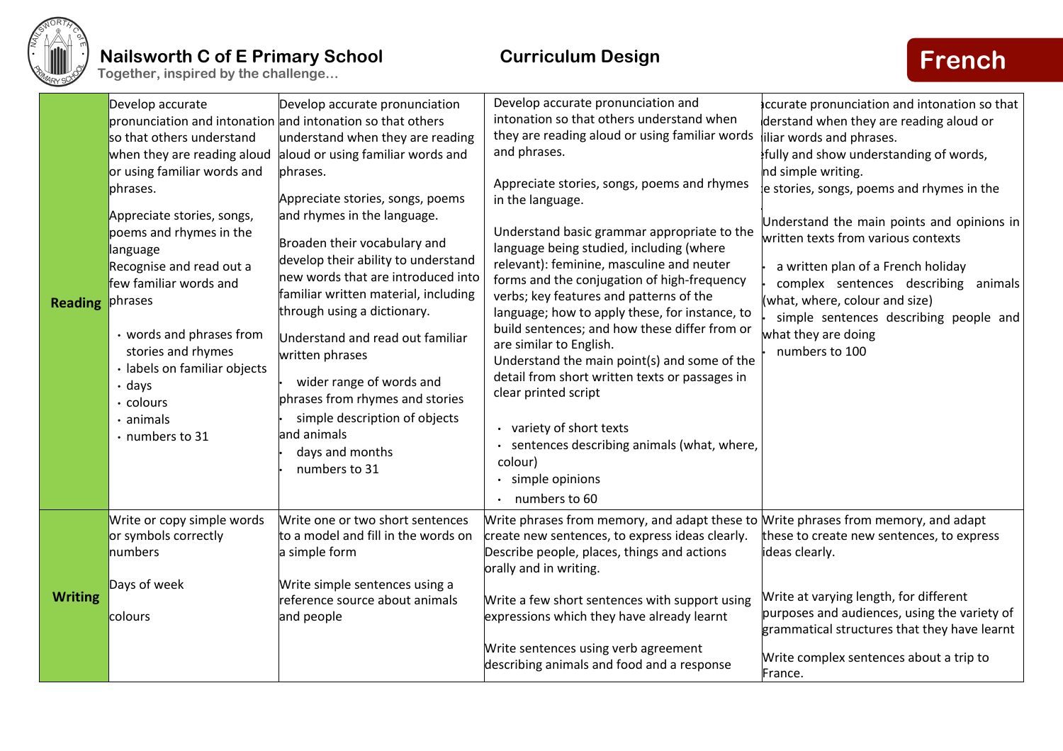# Nailsworth C of E Primary School

Together, inspired by the challenge…

## Curriculum Design

## French

| | | | | |
|---|---|---|---|---|
| **Reading** | Develop accurate pronunciation and intonation so that others understand when they are reading aloud or using familiar words and phrases.<br><br>Appreciate stories, songs, poems and rhymes in the language<br>Recognise and read out a few familiar words and phrases<br><br>• words and phrases from stories and rhymes<br>• labels on familiar objects<br>• days<br>• colours<br>• animals<br>• numbers to 31 | Develop accurate pronunciation and intonation so that others understand when they are reading aloud or using familiar words and phrases.<br><br>Appreciate stories, songs, poems and rhymes in the language.<br><br>Broaden their vocabulary and develop their ability to understand new words that are introduced into familiar written material, including through using a dictionary.<br><br>Understand and read out familiar written phrases<br><br>• wider range of words and phrases from rhymes and stories<br>• simple description of objects and animals<br>• days and months<br>• numbers to 31 | Develop accurate pronunciation and intonation so that others understand when they are reading aloud or using familiar words and phrases.<br><br>Appreciate stories, songs, poems and rhymes in the language.<br><br>Understand basic grammar appropriate to the language being studied, including (where relevant): feminine, masculine and neuter forms and the conjugation of high-frequency verbs; key features and patterns of the language; how to apply these, for instance, to build sentences; and how these differ from or are similar to English.<br>Understand the main point(s) and some of the detail from short written texts or passages in clear printed script<br><br>• variety of short texts<br>• sentences describing animals (what, where, colour)<br>• simple opinions<br>• numbers to 60 | ccurate pronunciation and intonation so that derstand when they are reading aloud or iliar words and phrases.<br>fully and show understanding of words, nd simple writing.<br>e stories, songs, poems and rhymes in the<br><br>Understand the main points and opinions in written texts from various contexts<br><br>• a written plan of a French holiday<br>• complex sentences describing animals (what, where, colour and size)<br>• simple sentences describing people and what they are doing<br>• numbers to 100 |
| **Writing** | Write or copy simple words or symbols correctly<br>numbers<br><br>Days of week<br><br>colours | Write one or two short sentences to a model and fill in the words on a simple form<br><br>Write simple sentences using a reference source about animals and people | Write phrases from memory, and adapt these to create new sentences, to express ideas clearly.<br>Describe people, places, things and actions orally and in writing.<br><br>Write a few short sentences with support using expressions which they have already learnt<br><br>Write sentences using verb agreement describing animals and food and a response | Write phrases from memory, and adapt these to create new sentences, to express ideas clearly.<br><br>Write at varying length, for different purposes and audiences, using the variety of grammatical structures that they have learnt<br><br>Write complex sentences about a trip to France. |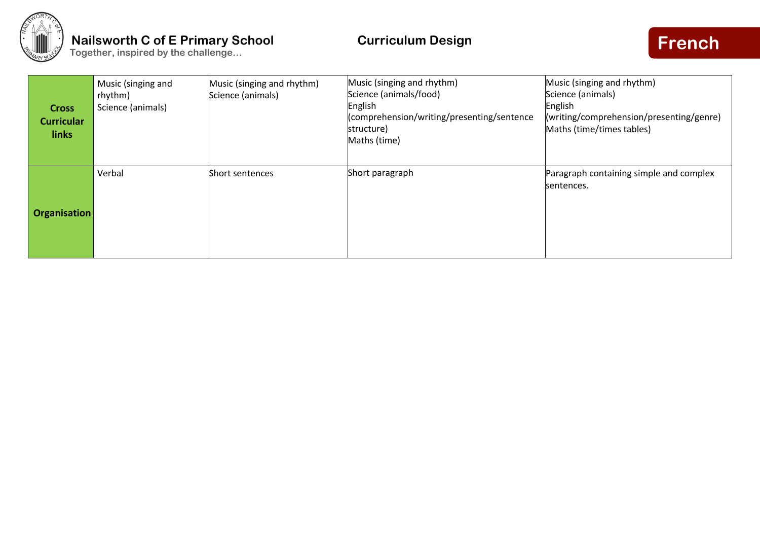Nailsworth C of E Primary School
Together, inspired by the challenge…

Curriculum Design

French

| | | | | |
|---|---|---|---|---|
| **Cross Curricular links** | Music (singing and rhythm)<br>Science (animals) | Music (singing and rhythm)<br>Science (animals) | Music (singing and rhythm)<br>Science (animals/food)<br>English (comprehension/writing/presenting/sentence structure)<br>Maths (time) | Music (singing and rhythm)<br>Science (animals)<br>English (writing/comprehension/presenting/genre)<br>Maths (time/times tables) |
| **Organisation** | Verbal | Short sentences | Short paragraph | Paragraph containing simple and complex sentences. |